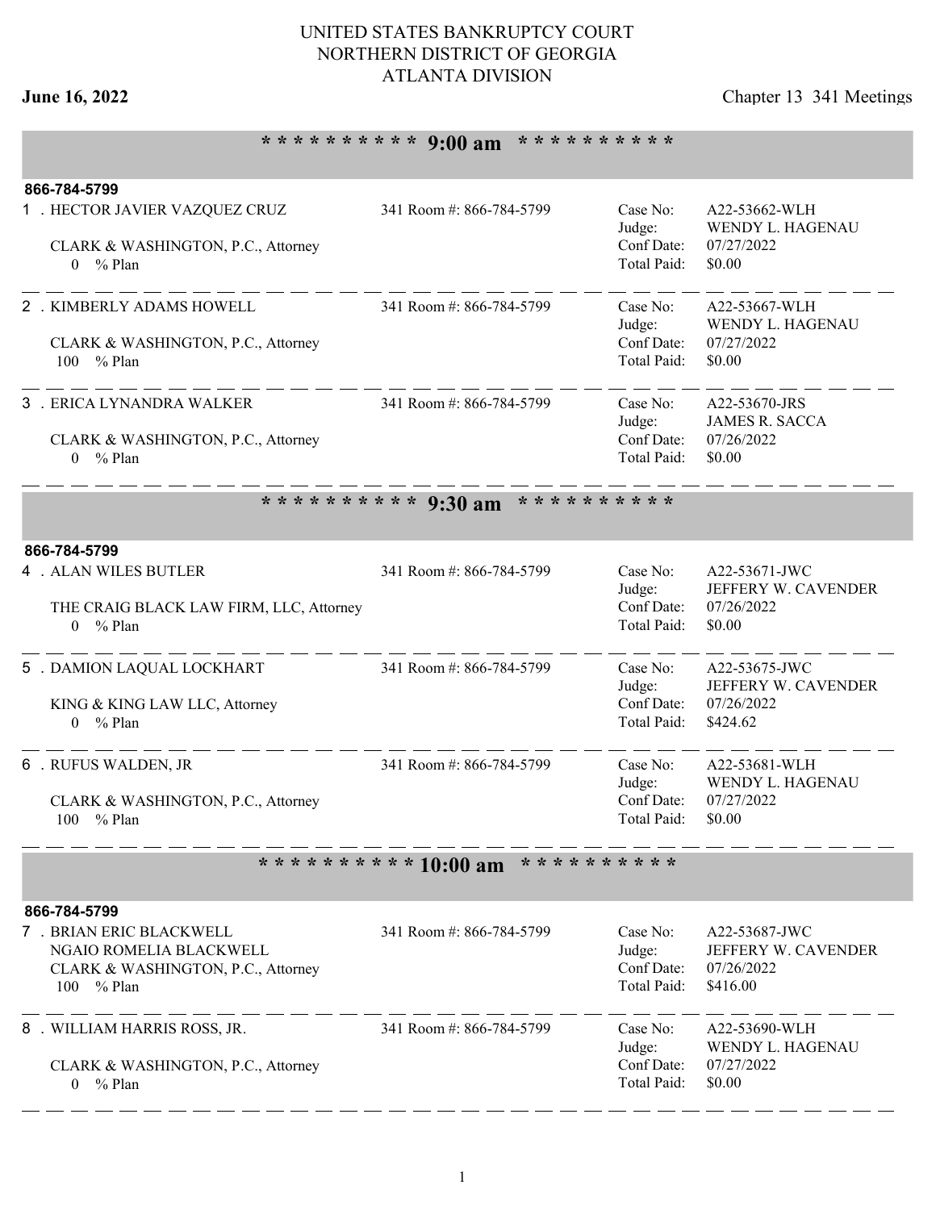# UNITED STATES BANKRUPTCY COURT
# NORTHERN DISTRICT OF GEORGIA
# ATLANTA DIVISION

**June 16, 2022** Chapter 13 341 Meetings

## * * * * * * * * * * 9:00 am * * * * * * * * * *

**866-784-5799**

1 . HECTOR JAVIER VAZQUEZ CRUZ — 341 Room #: 866-784-5799

CLARK & WASHINGTON, P.C., Attorney
0 % Plan

Case No: A22-53662-WLH
Judge: WENDY L. HAGENAU
Conf Date: 07/27/2022
Total Paid: $0.00

2 . KIMBERLY ADAMS HOWELL — 341 Room #: 866-784-5799

CLARK & WASHINGTON, P.C., Attorney
100 % Plan

Case No: A22-53667-WLH
Judge: WENDY L. HAGENAU
Conf Date: 07/27/2022
Total Paid: $0.00

3 . ERICA LYNANDRA WALKER — 341 Room #: 866-784-5799

CLARK & WASHINGTON, P.C., Attorney
0 % Plan

Case No: A22-53670-JRS
Judge: JAMES R. SACCA
Conf Date: 07/26/2022
Total Paid: $0.00

## * * * * * * * * * * 9:30 am * * * * * * * * * *

**866-784-5799**

4 . ALAN WILES BUTLER — 341 Room #: 866-784-5799

THE CRAIG BLACK LAW FIRM, LLC, Attorney
0 % Plan

Case No: A22-53671-JWC
Judge: JEFFERY W. CAVENDER
Conf Date: 07/26/2022
Total Paid: $0.00

5 . DAMION LAQUAL LOCKHART — 341 Room #: 866-784-5799

KING & KING LAW LLC, Attorney
0 % Plan

Case No: A22-53675-JWC
Judge: JEFFERY W. CAVENDER
Conf Date: 07/26/2022
Total Paid: $424.62

6 . RUFUS WALDEN, JR — 341 Room #: 866-784-5799

CLARK & WASHINGTON, P.C., Attorney
100 % Plan

Case No: A22-53681-WLH
Judge: WENDY L. HAGENAU
Conf Date: 07/27/2022
Total Paid: $0.00

## * * * * * * * * * * 10:00 am * * * * * * * * * *

**866-784-5799**

7 . BRIAN ERIC BLACKWELL — 341 Room #: 866-784-5799
NGAIO ROMELIA BLACKWELL
CLARK & WASHINGTON, P.C., Attorney
100 % Plan

Case No: A22-53687-JWC
Judge: JEFFERY W. CAVENDER
Conf Date: 07/26/2022
Total Paid: $416.00

8 . WILLIAM HARRIS ROSS, JR. — 341 Room #: 866-784-5799

CLARK & WASHINGTON, P.C., Attorney
0 % Plan

Case No: A22-53690-WLH
Judge: WENDY L. HAGENAU
Conf Date: 07/27/2022
Total Paid: $0.00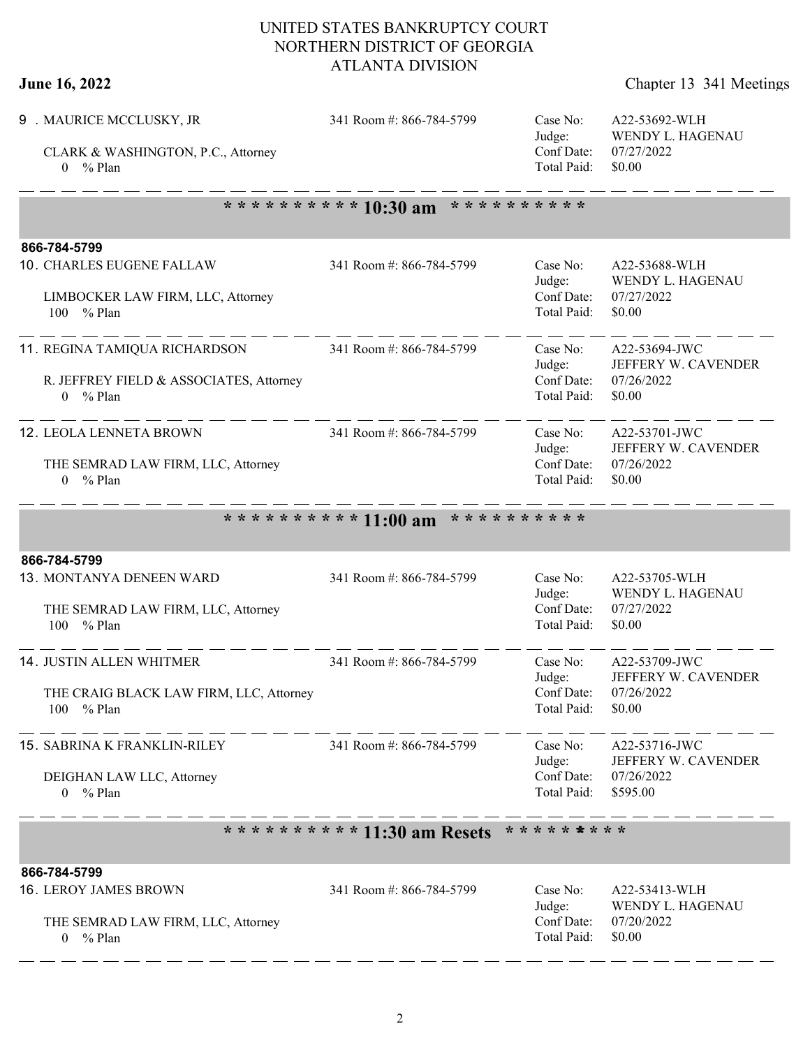# UNITED STATES BANKRUPTCY COURT
# NORTHERN DISTRICT OF GEORGIA
# ATLANTA DIVISION

**June 16, 2022** Chapter 13 341 Meetings

9 . MAURICE MCCLUSKY, JR — 341 Room #: 866-784-5799

CLARK & WASHINGTON, P.C., Attorney
0 % Plan

Case No: A22-53692-WLH
Judge: WENDY L. HAGENAU
Conf Date: 07/27/2022
Total Paid: $0.00

---

## * * * * * * * * * * 10:30 am * * * * * * * * * *

**866-784-5799**

10. CHARLES EUGENE FALLAW — 341 Room #: 866-784-5799

LIMBOCKER LAW FIRM, LLC, Attorney
100 % Plan

Case No: A22-53688-WLH
Judge: WENDY L. HAGENAU
Conf Date: 07/27/2022
Total Paid: $0.00

---

11. REGINA TAMIQUA RICHARDSON — 341 Room #: 866-784-5799

R. JEFFREY FIELD & ASSOCIATES, Attorney
0 % Plan

Case No: A22-53694-JWC
Judge: JEFFERY W. CAVENDER
Conf Date: 07/26/2022
Total Paid: $0.00

---

12. LEOLA LENNETA BROWN — 341 Room #: 866-784-5799

THE SEMRAD LAW FIRM, LLC, Attorney
0 % Plan

Case No: A22-53701-JWC
Judge: JEFFERY W. CAVENDER
Conf Date: 07/26/2022
Total Paid: $0.00

---

## * * * * * * * * * * 11:00 am * * * * * * * * * *

**866-784-5799**

13. MONTANYA DENEEN WARD — 341 Room #: 866-784-5799

THE SEMRAD LAW FIRM, LLC, Attorney
100 % Plan

Case No: A22-53705-WLH
Judge: WENDY L. HAGENAU
Conf Date: 07/27/2022
Total Paid: $0.00

---

14. JUSTIN ALLEN WHITMER — 341 Room #: 866-784-5799

THE CRAIG BLACK LAW FIRM, LLC, Attorney
100 % Plan

Case No: A22-53709-JWC
Judge: JEFFERY W. CAVENDER
Conf Date: 07/26/2022
Total Paid: $0.00

---

15. SABRINA K FRANKLIN-RILEY — 341 Room #: 866-784-5799

DEIGHAN LAW LLC, Attorney
0 % Plan

Case No: A22-53716-JWC
Judge: JEFFERY W. CAVENDER
Conf Date: 07/26/2022
Total Paid: $595.00

---

## * * * * * * * * * * 11:30 am Resets * * * * * * * * * *

**866-784-5799**

16. LEROY JAMES BROWN — 341 Room #: 866-784-5799

THE SEMRAD LAW FIRM, LLC, Attorney
0 % Plan

Case No: A22-53413-WLH
Judge: WENDY L. HAGENAU
Conf Date: 07/20/2022
Total Paid: $0.00

---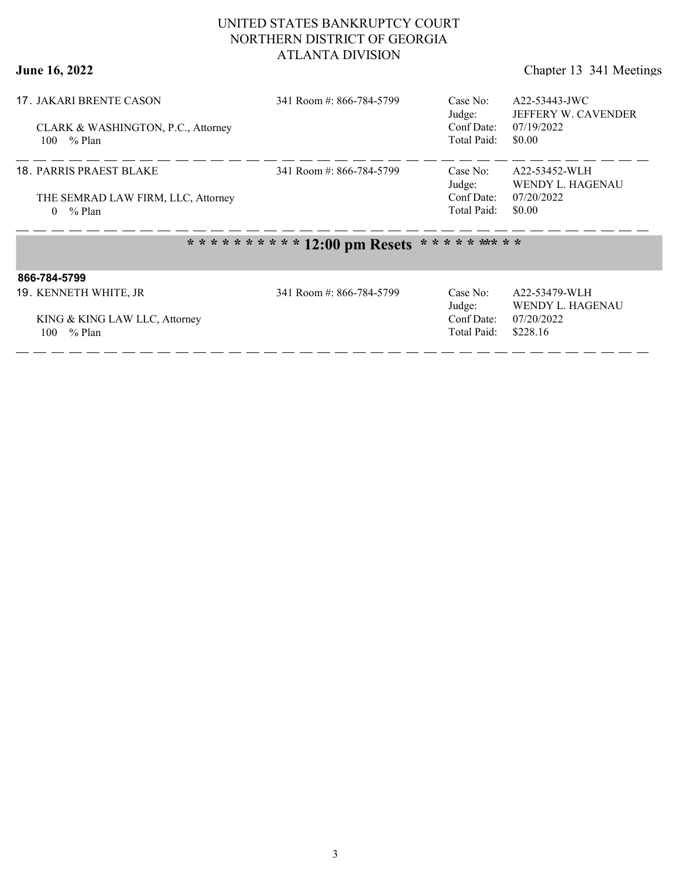UNITED STATES BANKRUPTCY COURT
NORTHERN DISTRICT OF GEORGIA
ATLANTA DIVISION

**June 16, 2022** Chapter 13 341 Meetings

17. JAKARI BRENTE CASON — 341 Room #: 866-784-5799 — Case No: A22-53443-JWC — Judge: JEFFERY W. CAVENDER
CLARK & WASHINGTON, P.C., Attorney — Conf Date: 07/19/2022
100 % Plan — Total Paid: $0.00

18. PARRIS PRAEST BLAKE — 341 Room #: 866-784-5799 — Case No: A22-53452-WLH — Judge: WENDY L. HAGENAU
THE SEMRAD LAW FIRM, LLC, Attorney — Conf Date: 07/20/2022
0 % Plan — Total Paid: $0.00

## * * * * * * * * * * 12:00 pm Resets * * * * * *** * *

**866-784-5799**

19. KENNETH WHITE, JR — 341 Room #: 866-784-5799 — Case No: A22-53479-WLH — Judge: WENDY L. HAGENAU
KING & KING LAW LLC, Attorney — Conf Date: 07/20/2022
100 % Plan — Total Paid: $228.16